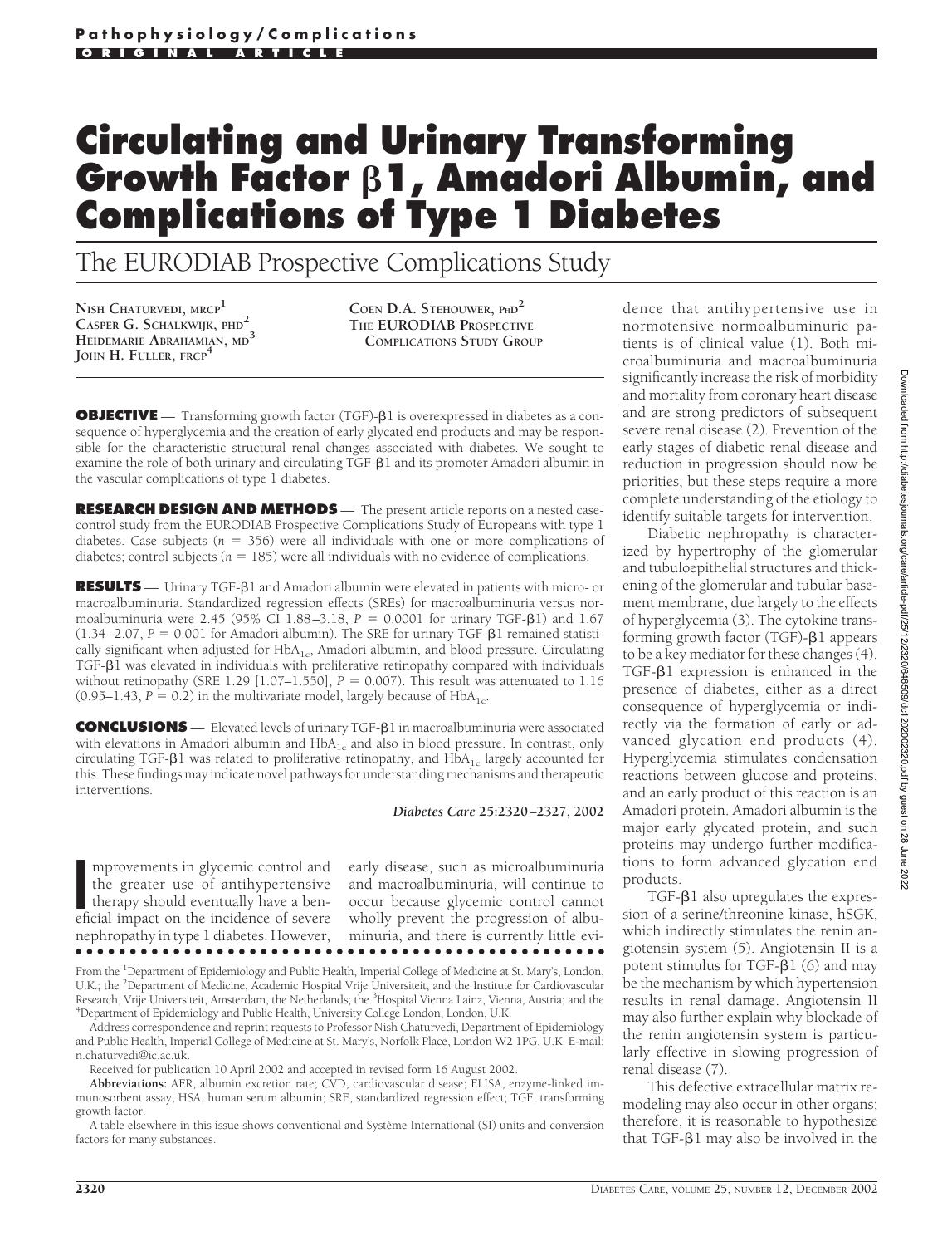Pathophysiology/Complications
ORIGINAL ARTICLE

# Circulating and Urinary Transforming Growth Factor β1, Amadori Albumin, and Complications of Type 1 Diabetes

## The EURODIAB Prospective Complications Study

NISH CHATURVEDI, MRCP[1]
CASPER G. SCHALKWIJK, PHD[2]
HEIDEMARIE ABRAHAMIAN, MD[3]
JOHN H. FULLER, FRCP[4]
COEN D.A. STEHOUWER, PHD[2]
THE EURODIAB PROSPECTIVE COMPLICATIONS STUDY GROUP

**OBJECTIVE** — Transforming growth factor (TGF)-β1 is overexpressed in diabetes as a consequence of hyperglycemia and the creation of early glycated end products and may be responsible for the characteristic structural renal changes associated with diabetes. We sought to examine the role of both urinary and circulating TGF-β1 and its promoter Amadori albumin in the vascular complications of type 1 diabetes.

**RESEARCH DESIGN AND METHODS** — The present article reports on a nested case-control study from the EURODIAB Prospective Complications Study of Europeans with type 1 diabetes. Case subjects ($n$ = 356) were all individuals with one or more complications of diabetes; control subjects ($n$ = 185) were all individuals with no evidence of complications.

**RESULTS** — Urinary TGF-β1 and Amadori albumin were elevated in patients with micro- or macroalbuminuria. Standardized regression effects (SREs) for macroalbuminuria versus normoalbuminuria were 2.45 (95% CI 1.88–3.18, $P$ = 0.0001 for urinary TGF-β1) and 1.67 (1.34–2.07, $P$ = 0.001 for Amadori albumin). The SRE for urinary TGF-β1 remained statistically significant when adjusted for $HbA_{1c}$, Amadori albumin, and blood pressure. Circulating TGF-β1 was elevated in individuals with proliferative retinopathy compared with individuals without retinopathy (SRE 1.29 [1.07–1.550], $P$ = 0.007). This result was attenuated to 1.16 (0.95–1.43, $P$ = 0.2) in the multivariate model, largely because of $HbA_{1c}$.

**CONCLUSIONS** — Elevated levels of urinary TGF-β1 in macroalbuminuria were associated with elevations in Amadori albumin and $HbA_{1c}$ and also in blood pressure. In contrast, only circulating TGF-β1 was related to proliferative retinopathy, and $HbA_{1c}$ largely accounted for this. These findings may indicate novel pathways for understanding mechanisms and therapeutic interventions.

*Diabetes Care* **25:**2320–2327, 2002

Improvements in glycemic control and the greater use of antihypertensive therapy should eventually have a beneficial impact on the incidence of severe nephropathy in type 1 diabetes. However, early disease, such as microalbuminuria and macroalbuminuria, will continue to occur because glycemic control cannot wholly prevent the progression of albuminuria, and there is currently little evidence that antihypertensive use in normotensive normoalbuminuric patients is of clinical value (1). Both microalbuminuria and macroalbuminuria significantly increase the risk of morbidity and mortality from coronary heart disease and are strong predictors of subsequent severe renal disease (2). Prevention of the early stages of diabetic renal disease and reduction in progression should now be priorities, but these steps require a more complete understanding of the etiology to identify suitable targets for intervention.

Diabetic nephropathy is characterized by hypertrophy of the glomerular and tubuloepithelial structures and thickening of the glomerular and tubular basement membrane, due largely to the effects of hyperglycemia (3). The cytokine transforming growth factor (TGF)-β1 appears to be a key mediator for these changes (4). TGF-β1 expression is enhanced in the presence of diabetes, either as a direct consequence of hyperglycemia or indirectly via the formation of early or advanced glycation end products (4). Hyperglycemia stimulates condensation reactions between glucose and proteins, and an early product of this reaction is an Amadori protein. Amadori albumin is the major early glycated protein, and such proteins may undergo further modifications to form advanced glycation end products.

TGF-β1 also upregulates the expression of a serine/threonine kinase, hSGK, which indirectly stimulates the renin angiotensin system (5). Angiotensin II is a potent stimulus for TGF-β1 (6) and may be the mechanism by which hypertension results in renal damage. Angiotensin II may also further explain why blockade of the renin angiotensin system is particularly effective in slowing progression of renal disease (7).

This defective extracellular matrix remodeling may also occur in other organs; therefore, it is reasonable to hypothesize that TGF-β1 may also be involved in the

From the [1]Department of Epidemiology and Public Health, Imperial College of Medicine at St. Mary's, London, U.K.; the [2]Department of Medicine, Academic Hospital Vrije Universiteit, and the Institute for Cardiovascular Research, Vrije Universiteit, Amsterdam, the Netherlands; the [3]Hospital Vienna Lainz, Vienna, Austria; and the [4]Department of Epidemiology and Public Health, University College London, London, U.K.

Address correspondence and reprint requests to Professor Nish Chaturvedi, Department of Epidemiology and Public Health, Imperial College of Medicine at St. Mary's, Norfolk Place, London W2 1PG, U.K. E-mail: n.chaturvedi@ic.ac.uk.

Received for publication 10 April 2002 and accepted in revised form 16 August 2002.

**Abbreviations:** AER, albumin excretion rate; CVD, cardiovascular disease; ELISA, enzyme-linked immunosorbent assay; HSA, human serum albumin; SRE, standardized regression effect; TGF, transforming growth factor.

A table elsewhere in this issue shows conventional and Système International (SI) units and conversion factors for many substances.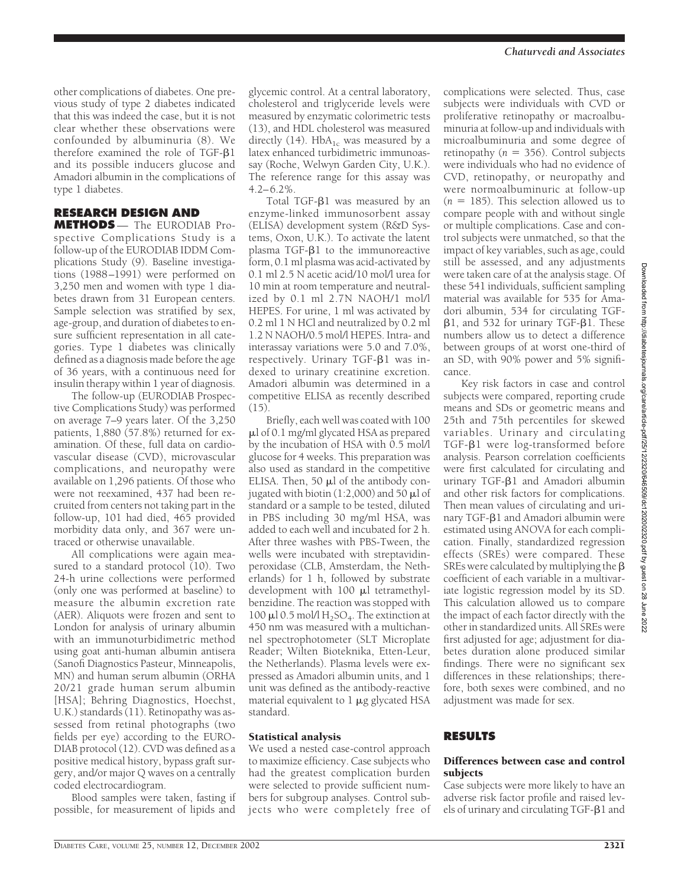other complications of diabetes. One previous study of type 2 diabetes indicated that this was indeed the case, but it is not clear whether these observations were confounded by albuminuria (8). We therefore examined the role of TGF-β1 and its possible inducers glucose and Amadori albumin in the complications of type 1 diabetes.

## RESEARCH DESIGN AND METHODS

The EURODIAB Prospective Complications Study is a follow-up of the EURODIAB IDDM Complications Study (9). Baseline investigations (1988–1991) were performed on 3,250 men and women with type 1 diabetes drawn from 31 European centers. Sample selection was stratified by sex, age-group, and duration of diabetes to ensure sufficient representation in all categories. Type 1 diabetes was clinically defined as a diagnosis made before the age of 36 years, with a continuous need for insulin therapy within 1 year of diagnosis.

The follow-up (EURODIAB Prospective Complications Study) was performed on average 7–9 years later. Of the 3,250 patients, 1,880 (57.8%) returned for examination. Of these, full data on cardiovascular disease (CVD), microvascular complications, and neuropathy were available on 1,296 patients. Of those who were not reexamined, 437 had been recruited from centers not taking part in the follow-up, 101 had died, 465 provided morbidity data only, and 367 were untraced or otherwise unavailable.

All complications were again measured to a standard protocol (10). Two 24-h urine collections were performed (only one was performed at baseline) to measure the albumin excretion rate (AER). Aliquots were frozen and sent to London for analysis of urinary albumin with an immunoturbidimetric method using goat anti-human albumin antisera (Sanofi Diagnostics Pasteur, Minneapolis, MN) and human serum albumin (ORHA 20/21 grade human serum albumin [HSA]; Behring Diagnostics, Hoechst, U.K.) standards (11). Retinopathy was assessed from retinal photographs (two fields per eye) according to the EURODIAB protocol (12). CVD was defined as a positive medical history, bypass graft surgery, and/or major Q waves on a centrally coded electrocardiogram.

Blood samples were taken, fasting if possible, for measurement of lipids and glycemic control. At a central laboratory, cholesterol and triglyceride levels were measured by enzymatic colorimetric tests (13), and HDL cholesterol was measured directly (14). $HbA_{1c}$ was measured by a latex enhanced turbidimetric immunoassay (Roche, Welwyn Garden City, U.K.). The reference range for this assay was 4.2–6.2%.

Total TGF-β1 was measured by an enzyme-linked immunosorbent assay (ELISA) development system (R&D Systems, Oxon, U.K.). To activate the latent plasma TGF-β1 to the immunoreactive form, 0.1 ml plasma was acid-activated by 0.1 ml 2.5 N acetic acid/10 mol/l urea for 10 min at room temperature and neutralized by 0.1 ml 2.7N NAOH/1 mol/l HEPES. For urine, 1 ml was activated by 0.2 ml 1 N HCl and neutralized by 0.2 ml 1.2 N NAOH/0.5 mol/l HEPES. Intra- and interassay variations were 5.0 and 7.0%, respectively. Urinary TGF-β1 was indexed to urinary creatinine excretion. Amadori albumin was determined in a competitive ELISA as recently described (15).

Briefly, each well was coated with 100 μl of 0.1 mg/ml glycated HSA as prepared by the incubation of HSA with 0.5 mol/l glucose for 4 weeks. This preparation was also used as standard in the competitive ELISA. Then, 50 μl of the antibody conjugated with biotin (1:2,000) and 50 μl of standard or a sample to be tested, diluted in PBS including 30 mg/ml HSA, was added to each well and incubated for 2 h. After three washes with PBS-Tween, the wells were incubated with streptavidin-peroxidase (CLB, Amsterdam, the Netherlands) for 1 h, followed by substrate development with 100 μl tetramethylbenzidine. The reaction was stopped with 100 μl 0.5 mol/l $H_2SO_4$. The extinction at 450 nm was measured with a multichannel spectrophotometer (SLT Microplate Reader; Wilten Bioteknika, Etten-Leur, the Netherlands). Plasma levels were expressed as Amadori albumin units, and 1 unit was defined as the antibody-reactive material equivalent to 1 μg glycated HSA standard.

### Statistical analysis

We used a nested case-control approach to maximize efficiency. Case subjects who had the greatest complication burden were selected to provide sufficient numbers for subgroup analyses. Control subjects who were completely free of complications were selected. Thus, case subjects were individuals with CVD or proliferative retinopathy or macroalbuminuria at follow-up and individuals with microalbuminuria and some degree of retinopathy ($n = 356$). Control subjects were individuals who had no evidence of CVD, retinopathy, or neuropathy and were normoalbuminuric at follow-up ($n = 185$). This selection allowed us to compare people with and without single or multiple complications. Case and control subjects were unmatched, so that the impact of key variables, such as age, could still be assessed, and any adjustments were taken care of at the analysis stage. Of these 541 individuals, sufficient sampling material was available for 535 for Amadori albumin, 534 for circulating TGF-β1, and 532 for urinary TGF-β1. These numbers allow us to detect a difference between groups of at worst one-third of an SD, with 90% power and 5% significance.

Key risk factors in case and control subjects were compared, reporting crude means and SDs or geometric means and 25th and 75th percentiles for skewed variables. Urinary and circulating TGF-β1 were log-transformed before analysis. Pearson correlation coefficients were first calculated for circulating and urinary TGF-β1 and Amadori albumin and other risk factors for complications. Then mean values of circulating and urinary TGF-β1 and Amadori albumin were estimated using ANOVA for each complication. Finally, standardized regression effects (SREs) were compared. These SREs were calculated by multiplying the β coefficient of each variable in a multivariate logistic regression model by its SD. This calculation allowed us to compare the impact of each factor directly with the other in standardized units. All SREs were first adjusted for age; adjustment for diabetes duration alone produced similar findings. There were no significant sex differences in these relationships; therefore, both sexes were combined, and no adjustment was made for sex.

## RESULTS

### Differences between case and control subjects

Case subjects were more likely to have an adverse risk factor profile and raised levels of urinary and circulating TGF-β1 and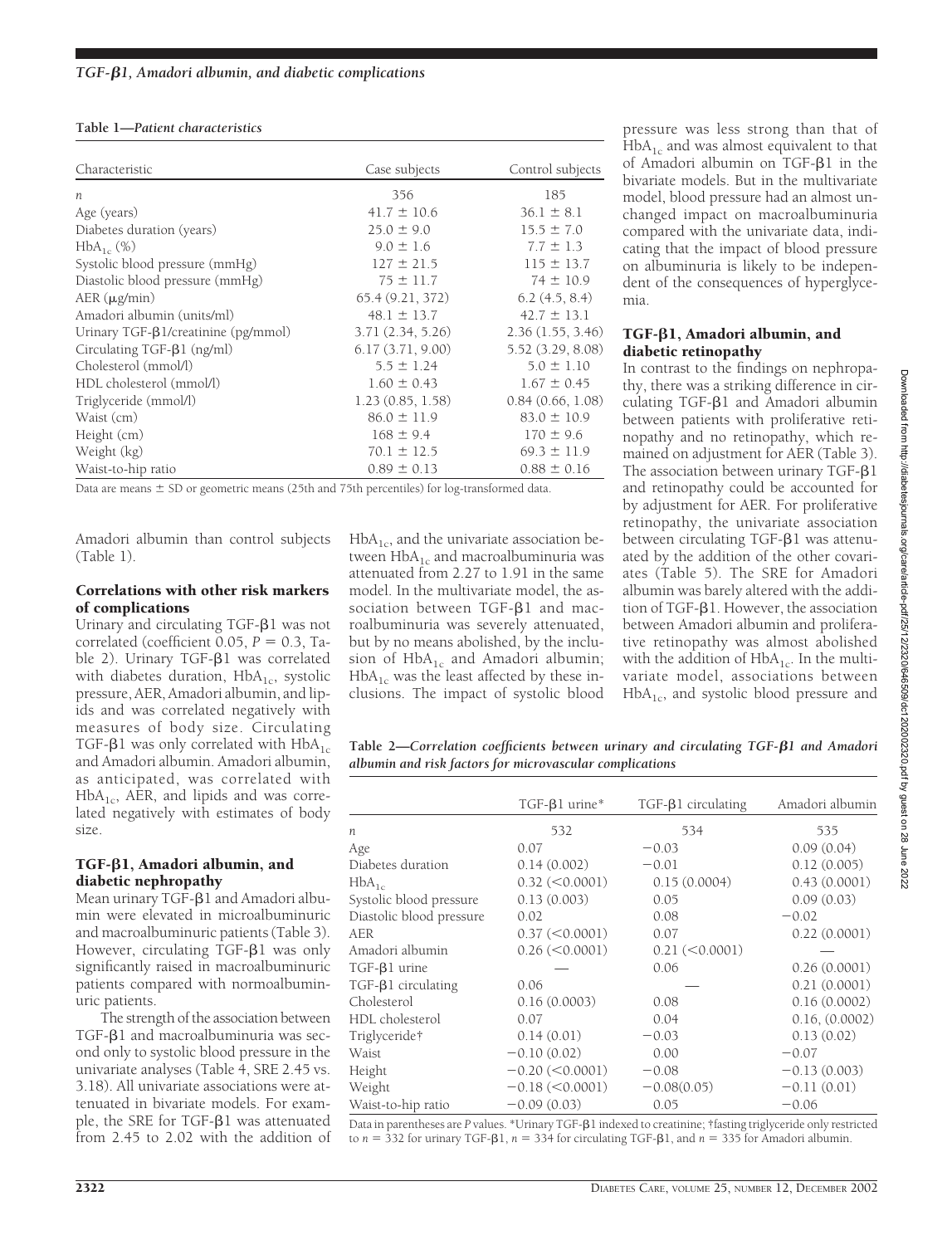**Table 1—Patient characteristics**

| Characteristic | Case subjects | Control subjects |
|---|---|---|
| $n$ | 356 | 185 |
| Age (years) | $41.7 \pm 10.6$ | $36.1 \pm 8.1$ |
| Diabetes duration (years) | $25.0 \pm 9.0$ | $15.5 \pm 7.0$ |
| $HbA_{1c}$ (%) | $9.0 \pm 1.6$ | $7.7 \pm 1.3$ |
| Systolic blood pressure (mmHg) | $127 \pm 21.5$ | $115 \pm 13.7$ |
| Diastolic blood pressure (mmHg) | $75 \pm 11.7$ | $74 \pm 10.9$ |
| AER (μg/min) | 65.4 (9.21, 372) | 6.2 (4.5, 8.4) |
| Amadori albumin (units/ml) | $48.1 \pm 13.7$ | $42.7 \pm 13.1$ |
| Urinary TGF-β1/creatinine (pg/mmol) | 3.71 (2.34, 5.26) | 2.36 (1.55, 3.46) |
| Circulating TGF-β1 (ng/ml) | 6.17 (3.71, 9.00) | 5.52 (3.29, 8.08) |
| Cholesterol (mmol/l) | $5.5 \pm 1.24$ | $5.0 \pm 1.10$ |
| HDL cholesterol (mmol/l) | $1.60 \pm 0.43$ | $1.67 \pm 0.45$ |
| Triglyceride (mmol/l) | 1.23 (0.85, 1.58) | 0.84 (0.66, 1.08) |
| Waist (cm) | $86.0 \pm 11.9$ | $83.0 \pm 10.9$ |
| Height (cm) | $168 \pm 9.4$ | $170 \pm 9.6$ |
| Weight (kg) | $70.1 \pm 12.5$ | $69.3 \pm 11.9$ |
| Waist-to-hip ratio | $0.89 \pm 0.13$ | $0.88 \pm 0.16$ |

Data are means ± SD or geometric means (25th and 75th percentiles) for log-transformed data.

Amadori albumin than control subjects (Table 1).

### Correlations with other risk markers of complications

Urinary and circulating TGF-β1 was not correlated (coefficient 0.05, $P = 0.3$, Table 2). Urinary TGF-β1 was correlated with diabetes duration, $HbA_{1c}$, systolic pressure, AER, Amadori albumin, and lipids and was correlated negatively with measures of body size. Circulating TGF-β1 was only correlated with $HbA_{1c}$ and Amadori albumin. Amadori albumin, as anticipated, was correlated with $HbA_{1c}$, AER, and lipids and was correlated negatively with estimates of body size.

### TGF-β1, Amadori albumin, and diabetic nephropathy

Mean urinary TGF-β1 and Amadori albumin were elevated in microalbuminuric and macroalbuminuric patients (Table 3). However, circulating TGF-β1 was only significantly raised in macroalbuminuric patients compared with normoalbuminuric patients.

The strength of the association between TGF-β1 and macroalbuminuria was second only to systolic blood pressure in the univariate analyses (Table 4, SRE 2.45 vs. 3.18). All univariate associations were attenuated in bivariate models. For example, the SRE for TGF-β1 was attenuated from 2.45 to 2.02 with the addition of $HbA_{1c}$, and the univariate association between $HbA_{1c}$ and macroalbuminuria was attenuated from 2.27 to 1.91 in the same model. In the multivariate model, the association between TGF-β1 and macroalbuminuria was severely attenuated, but by no means abolished, by the inclusion of $HbA_{1c}$ and Amadori albumin; $HbA_{1c}$ was the least affected by these inclusions. The impact of systolic blood pressure was less strong than that of $HbA_{1c}$ and was almost equivalent to that of Amadori albumin on TGF-β1 in the bivariate models. But in the multivariate model, blood pressure had an almost unchanged impact on macroalbuminuria compared with the univariate data, indicating that the impact of blood pressure on albuminuria is likely to be independent of the consequences of hyperglycemia.

### TGF-β1, Amadori albumin, and diabetic retinopathy

In contrast to the findings on nephropathy, there was a striking difference in circulating TGF-β1 and Amadori albumin between patients with proliferative retinopathy and no retinopathy, which remained on adjustment for AER (Table 3). The association between urinary TGF-β1 and retinopathy could be accounted for by adjustment for AER. For proliferative retinopathy, the univariate association between circulating TGF-β1 was attenuated by the addition of the other covariates (Table 5). The SRE for Amadori albumin was barely altered with the addition of TGF-β1. However, the association between Amadori albumin and proliferative retinopathy was almost abolished with the addition of $HbA_{1c}$. In the multivariate model, associations between $HbA_{1c}$, and systolic blood pressure and

**Table 2—Correlation coefficients between urinary and circulating TGF-β1 and Amadori albumin and risk factors for microvascular complications**

| | TGF-β1 urine* | TGF-β1 circulating | Amadori albumin |
|---|---|---|---|
| $n$ | 532 | 534 | 535 |
| Age | 0.07 | −0.03 | 0.09 (0.04) |
| Diabetes duration | 0.14 (0.002) | −0.01 | 0.12 (0.005) |
| $HbA_{1c}$ | 0.32 (<0.0001) | 0.15 (0.0004) | 0.43 (0.0001) |
| Systolic blood pressure | 0.13 (0.003) | 0.05 | 0.09 (0.03) |
| Diastolic blood pressure | 0.02 | 0.08 | −0.02 |
| AER | 0.37 (<0.0001) | 0.07 | 0.22 (0.0001) |
| Amadori albumin | 0.26 (<0.0001) | 0.21 (<0.0001) | — |
| TGF-β1 urine | — | 0.06 | 0.26 (0.0001) |
| TGF-β1 circulating | 0.06 | — | 0.21 (0.0001) |
| Cholesterol | 0.16 (0.0003) | 0.08 | 0.16 (0.0002) |
| HDL cholesterol | 0.07 | 0.04 | 0.16, (0.0002) |
| Triglyceride† | 0.14 (0.01) | −0.03 | 0.13 (0.02) |
| Waist | −0.10 (0.02) | 0.00 | −0.07 |
| Height | −0.20 (<0.0001) | −0.08 | −0.13 (0.003) |
| Weight | −0.18 (<0.0001) | −0.08(0.05) | −0.11 (0.01) |
| Waist-to-hip ratio | −0.09 (0.03) | 0.05 | −0.06 |

Data in parentheses are $P$ values. *Urinary TGF-β1 indexed to creatinine; †fasting triglyceride only restricted to $n = 332$ for urinary TGF-β1, $n = 334$ for circulating TGF-β1, and $n = 335$ for Amadori albumin.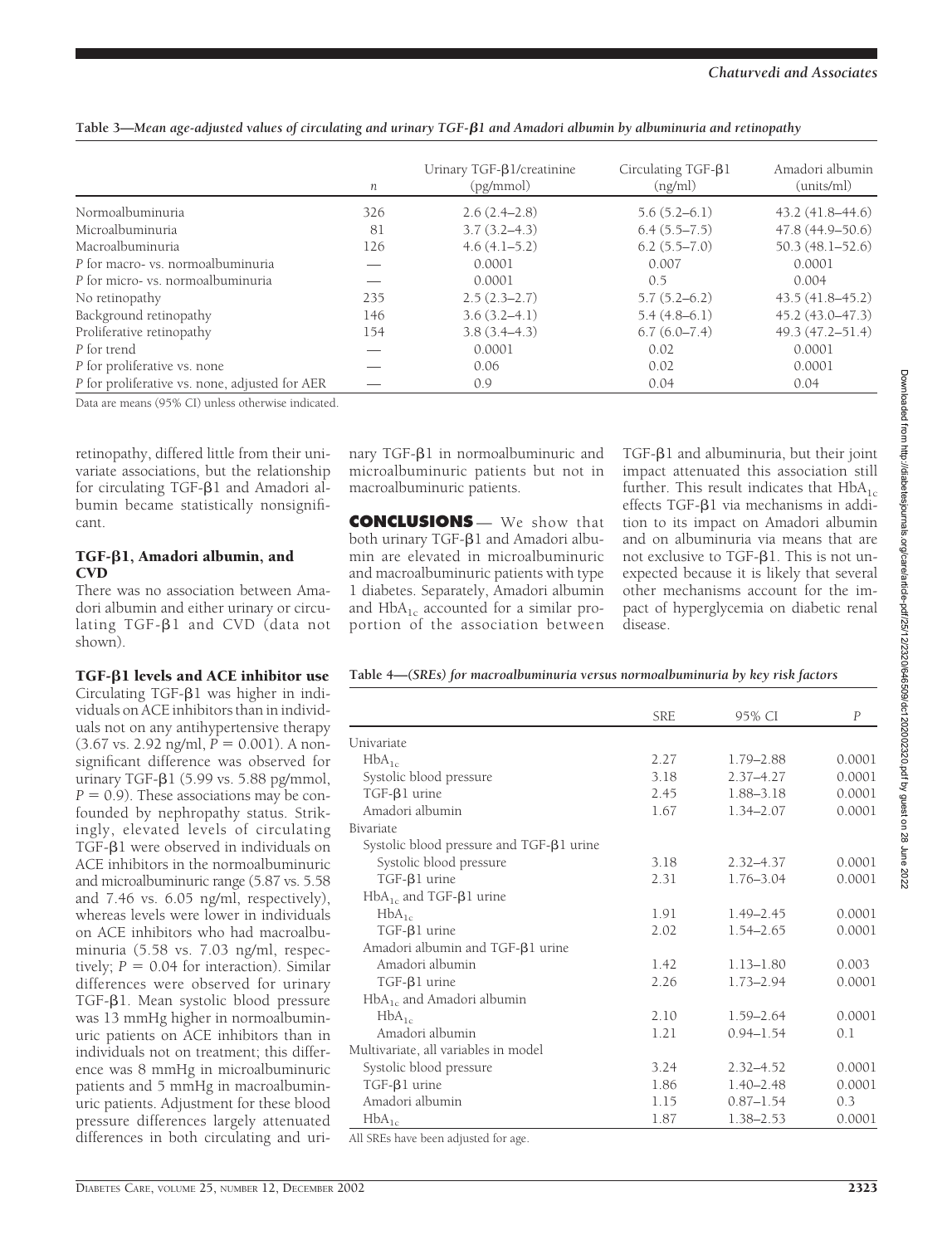**Table 3—*Mean age-adjusted values of circulating and urinary TGF-β1 and Amadori albumin by albuminuria and retinopathy***

| | $n$ | Urinary TGF-β1/creatinine (pg/mmol) | Circulating TGF-β1 (ng/ml) | Amadori albumin (units/ml) |
|---|---|---|---|---|
| Normoalbuminuria | 326 | 2.6 (2.4–2.8) | 5.6 (5.2–6.1) | 43.2 (41.8–44.6) |
| Microalbuminuria | 81 | 3.7 (3.2–4.3) | 6.4 (5.5–7.5) | 47.8 (44.9–50.6) |
| Macroalbuminuria | 126 | 4.6 (4.1–5.2) | 6.2 (5.5–7.0) | 50.3 (48.1–52.6) |
| *P* for macro- vs. normoalbuminuria | — | 0.0001 | 0.007 | 0.0001 |
| *P* for micro- vs. normoalbuminuria | — | 0.0001 | 0.5 | 0.004 |
| No retinopathy | 235 | 2.5 (2.3–2.7) | 5.7 (5.2–6.2) | 43.5 (41.8–45.2) |
| Background retinopathy | 146 | 3.6 (3.2–4.1) | 5.4 (4.8–6.1) | 45.2 (43.0–47.3) |
| Proliferative retinopathy | 154 | 3.8 (3.4–4.3) | 6.7 (6.0–7.4) | 49.3 (47.2–51.4) |
| *P* for trend | — | 0.0001 | 0.02 | 0.0001 |
| *P* for proliferative vs. none | — | 0.06 | 0.02 | 0.0001 |
| *P* for proliferative vs. none, adjusted for AER | — | 0.9 | 0.04 | 0.04 |

Data are means (95% CI) unless otherwise indicated.

retinopathy, differed little from their univariate associations, but the relationship for circulating TGF-β1 and Amadori albumin became statistically nonsignificant.

### TGF-β1, Amadori albumin, and CVD

There was no association between Amadori albumin and either urinary or circulating TGF-β1 and CVD (data not shown).

### TGF-β1 levels and ACE inhibitor use

Circulating TGF-β1 was higher in individuals on ACE inhibitors than in individuals not on any antihypertensive therapy (3.67 vs. 2.92 ng/ml, $P = 0.001$). A nonsignificant difference was observed for urinary TGF-β1 (5.99 vs. 5.88 pg/mmol, $P = 0.9$). These associations may be confounded by nephropathy status. Strikingly, elevated levels of circulating TGF-β1 were observed in individuals on ACE inhibitors in the normoalbuminuric and microalbuminuric range (5.87 vs. 5.58 and 7.46 vs. 6.05 ng/ml, respectively), whereas levels were lower in individuals on ACE inhibitors who had macroalbuminuria (5.58 vs. 7.03 ng/ml, respectively; $P = 0.04$ for interaction). Similar differences were observed for urinary TGF-β1. Mean systolic blood pressure was 13 mmHg higher in normoalbuminuric patients on ACE inhibitors than in individuals not on treatment; this difference was 8 mmHg in microalbuminuric patients and 5 mmHg in macroalbuminuric patients. Adjustment for these blood pressure differences largely attenuated differences in both circulating and urinary TGF-β1 in normoalbuminuric and microalbuminuric patients but not in macroalbuminuric patients.

**CONCLUSIONS** — We show that both urinary TGF-β1 and Amadori albumin are elevated in microalbuminuric and macroalbuminuric patients with type 1 diabetes. Separately, Amadori albumin and $HbA_{1c}$ accounted for a similar proportion of the association between TGF-β1 and albuminuria, but their joint impact attenuated this association still further. This result indicates that $HbA_{1c}$ effects TGF-β1 via mechanisms in addition to its impact on Amadori albumin and on albuminuria via means that are not exclusive to TGF-β1. This is not unexpected because it is likely that several other mechanisms account for the impact of hyperglycemia on diabetic renal disease.

**Table 4—*(SREs) for macroalbuminuria versus normoalbuminuria by key risk factors***

| | SRE | 95% CI | *P* |
|---|---|---|---|
| Univariate | | | |
| $HbA_{1c}$ | 2.27 | 1.79–2.88 | 0.0001 |
| Systolic blood pressure | 3.18 | 2.37–4.27 | 0.0001 |
| TGF-β1 urine | 2.45 | 1.88–3.18 | 0.0001 |
| Amadori albumin | 1.67 | 1.34–2.07 | 0.0001 |
| Bivariate | | | |
| Systolic blood pressure and TGF-β1 urine | | | |
| Systolic blood pressure | 3.18 | 2.32–4.37 | 0.0001 |
| TGF-β1 urine | 2.31 | 1.76–3.04 | 0.0001 |
| $HbA_{1c}$ and TGF-β1 urine | | | |
| $HbA_{1c}$ | 1.91 | 1.49–2.45 | 0.0001 |
| TGF-β1 urine | 2.02 | 1.54–2.65 | 0.0001 |
| Amadori albumin and TGF-β1 urine | | | |
| Amadori albumin | 1.42 | 1.13–1.80 | 0.003 |
| TGF-β1 urine | 2.26 | 1.73–2.94 | 0.0001 |
| $HbA_{1c}$ and Amadori albumin | | | |
| $HbA_{1c}$ | 2.10 | 1.59–2.64 | 0.0001 |
| Amadori albumin | 1.21 | 0.94–1.54 | 0.1 |
| Multivariate, all variables in model | | | |
| Systolic blood pressure | 3.24 | 2.32–4.52 | 0.0001 |
| TGF-β1 urine | 1.86 | 1.40–2.48 | 0.0001 |
| Amadori albumin | 1.15 | 0.87–1.54 | 0.3 |
| $HbA_{1c}$ | 1.87 | 1.38–2.53 | 0.0001 |

All SREs have been adjusted for age.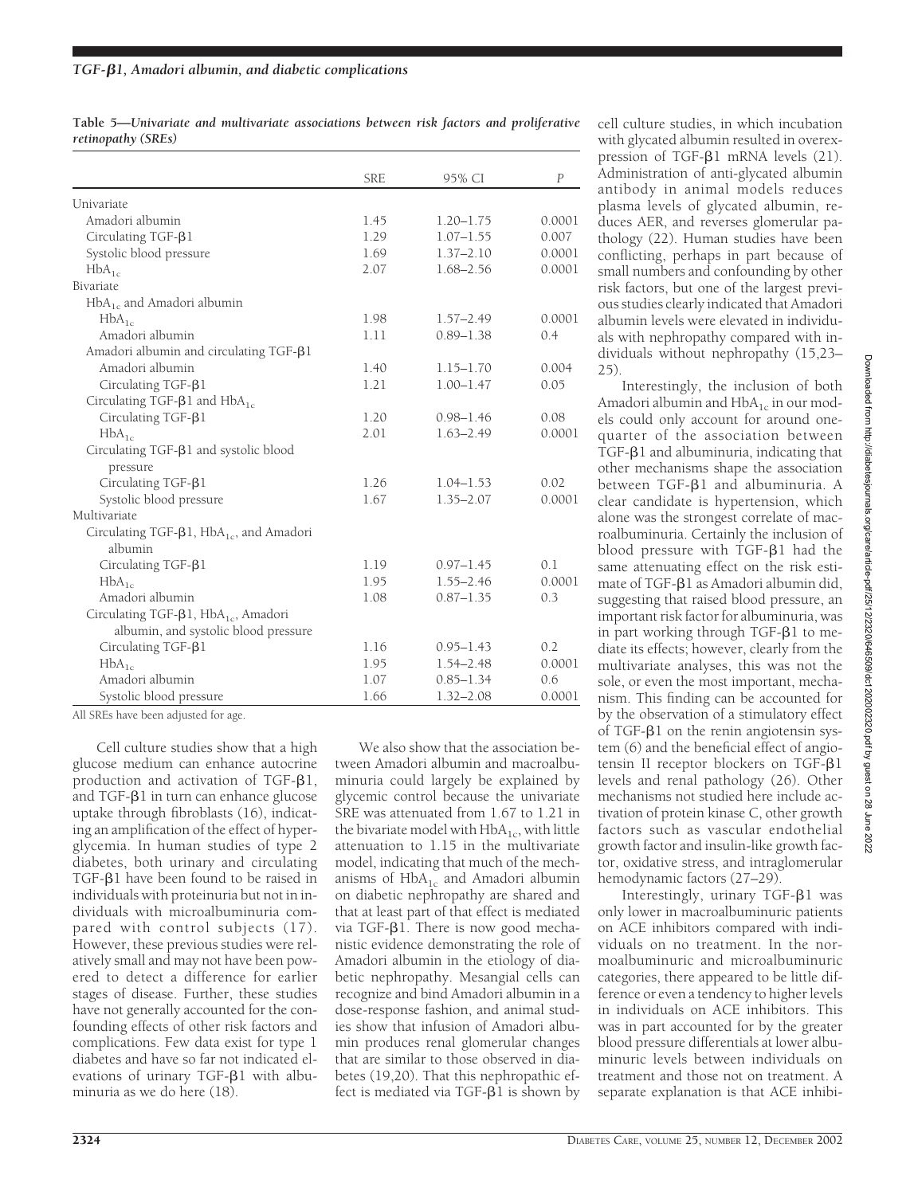**Table 5—Univariate and multivariate associations between risk factors and proliferative retinopathy (SREs)**

| | SRE | 95% CI | *P* |
|---|---|---|---|
| Univariate | | | |
| Amadori albumin | 1.45 | 1.20–1.75 | 0.0001 |
| Circulating TGF-β1 | 1.29 | 1.07–1.55 | 0.007 |
| Systolic blood pressure | 1.69 | 1.37–2.10 | 0.0001 |
| $HbA_{1c}$ | 2.07 | 1.68–2.56 | 0.0001 |
| Bivariate | | | |
| $HbA_{1c}$ and Amadori albumin | | | |
| $HbA_{1c}$ | 1.98 | 1.57–2.49 | 0.0001 |
| Amadori albumin | 1.11 | 0.89–1.38 | 0.4 |
| Amadori albumin and circulating TGF-β1 | | | |
| Amadori albumin | 1.40 | 1.15–1.70 | 0.004 |
| Circulating TGF-β1 | 1.21 | 1.00–1.47 | 0.05 |
| Circulating TGF-β1 and $HbA_{1c}$ | | | |
| Circulating TGF-β1 | 1.20 | 0.98–1.46 | 0.08 |
| $HbA_{1c}$ | 2.01 | 1.63–2.49 | 0.0001 |
| Circulating TGF-β1 and systolic blood pressure | | | |
| Circulating TGF-β1 | 1.26 | 1.04–1.53 | 0.02 |
| Systolic blood pressure | 1.67 | 1.35–2.07 | 0.0001 |
| Multivariate | | | |
| Circulating TGF-β1, $HbA_{1c}$, and Amadori albumin | | | |
| Circulating TGF-β1 | 1.19 | 0.97–1.45 | 0.1 |
| $HbA_{1c}$ | 1.95 | 1.55–2.46 | 0.0001 |
| Amadori albumin | 1.08 | 0.87–1.35 | 0.3 |
| Circulating TGF-β1, $HbA_{1c}$, Amadori albumin, and systolic blood pressure | | | |
| Circulating TGF-β1 | 1.16 | 0.95–1.43 | 0.2 |
| $HbA_{1c}$ | 1.95 | 1.54–2.48 | 0.0001 |
| Amadori albumin | 1.07 | 0.85–1.34 | 0.6 |
| Systolic blood pressure | 1.66 | 1.32–2.08 | 0.0001 |

All SREs have been adjusted for age.

Cell culture studies show that a high glucose medium can enhance autocrine production and activation of TGF-β1, and TGF-β1 in turn can enhance glucose uptake through fibroblasts (16), indicating an amplification of the effect of hyperglycemia. In human studies of type 2 diabetes, both urinary and circulating TGF-β1 have been found to be raised in individuals with proteinuria but not in individuals with microalbuminuria compared with control subjects (17). However, these previous studies were relatively small and may not have been powered to detect a difference for earlier stages of disease. Further, these studies have not generally accounted for the confounding effects of other risk factors and complications. Few data exist for type 1 diabetes and have so far not indicated elevations of urinary TGF-β1 with albuminuria as we do here (18).

We also show that the association between Amadori albumin and macroalbuminuria could largely be explained by glycemic control because the univariate SRE was attenuated from 1.67 to 1.21 in the bivariate model with $HbA_{1c}$, with little attenuation to 1.15 in the multivariate model, indicating that much of the mechanisms of $HbA_{1c}$ and Amadori albumin on diabetic nephropathy are shared and that at least part of that effect is mediated via TGF-β1. There is now good mechanistic evidence demonstrating the role of Amadori albumin in the etiology of diabetic nephropathy. Mesangial cells can recognize and bind Amadori albumin in a dose-response fashion, and animal studies show that infusion of Amadori albumin produces renal glomerular changes that are similar to those observed in diabetes (19,20). That this nephropathic effect is mediated via TGF-β1 is shown by cell culture studies, in which incubation with glycated albumin resulted in overexpression of TGF-β1 mRNA levels (21). Administration of anti-glycated albumin antibody in animal models reduces plasma levels of glycated albumin, reduces AER, and reverses glomerular pathology (22). Human studies have been conflicting, perhaps in part because of small numbers and confounding by other risk factors, but one of the largest previous studies clearly indicated that Amadori albumin levels were elevated in individuals with nephropathy compared with individuals without nephropathy (15,23–25).

Interestingly, the inclusion of both Amadori albumin and $HbA_{1c}$ in our models could only account for around one-quarter of the association between TGF-β1 and albuminuria, indicating that other mechanisms shape the association between TGF-β1 and albuminuria. A clear candidate is hypertension, which alone was the strongest correlate of macroalbuminuria. Certainly the inclusion of blood pressure with TGF-β1 had the same attenuating effect on the risk estimate of TGF-β1 as Amadori albumin did, suggesting that raised blood pressure, an important risk factor for albuminuria, was in part working through TGF-β1 to mediate its effects; however, clearly from the multivariate analyses, this was not the sole, or even the most important, mechanism. This finding can be accounted for by the observation of a stimulatory effect of TGF-β1 on the renin angiotensin system (6) and the beneficial effect of angiotensin II receptor blockers on TGF-β1 levels and renal pathology (26). Other mechanisms not studied here include activation of protein kinase C, other growth factors such as vascular endothelial growth factor and insulin-like growth factor, oxidative stress, and intraglomerular hemodynamic factors (27–29).

Interestingly, urinary TGF-β1 was only lower in macroalbuminuric patients on ACE inhibitors compared with individuals on no treatment. In the normoalbuminuric and microalbuminuric categories, there appeared to be little difference or even a tendency to higher levels in individuals on ACE inhibitors. This was in part accounted for by the greater blood pressure differentials at lower albuminuric levels between individuals on treatment and those not on treatment. A separate explanation is that ACE inhibi-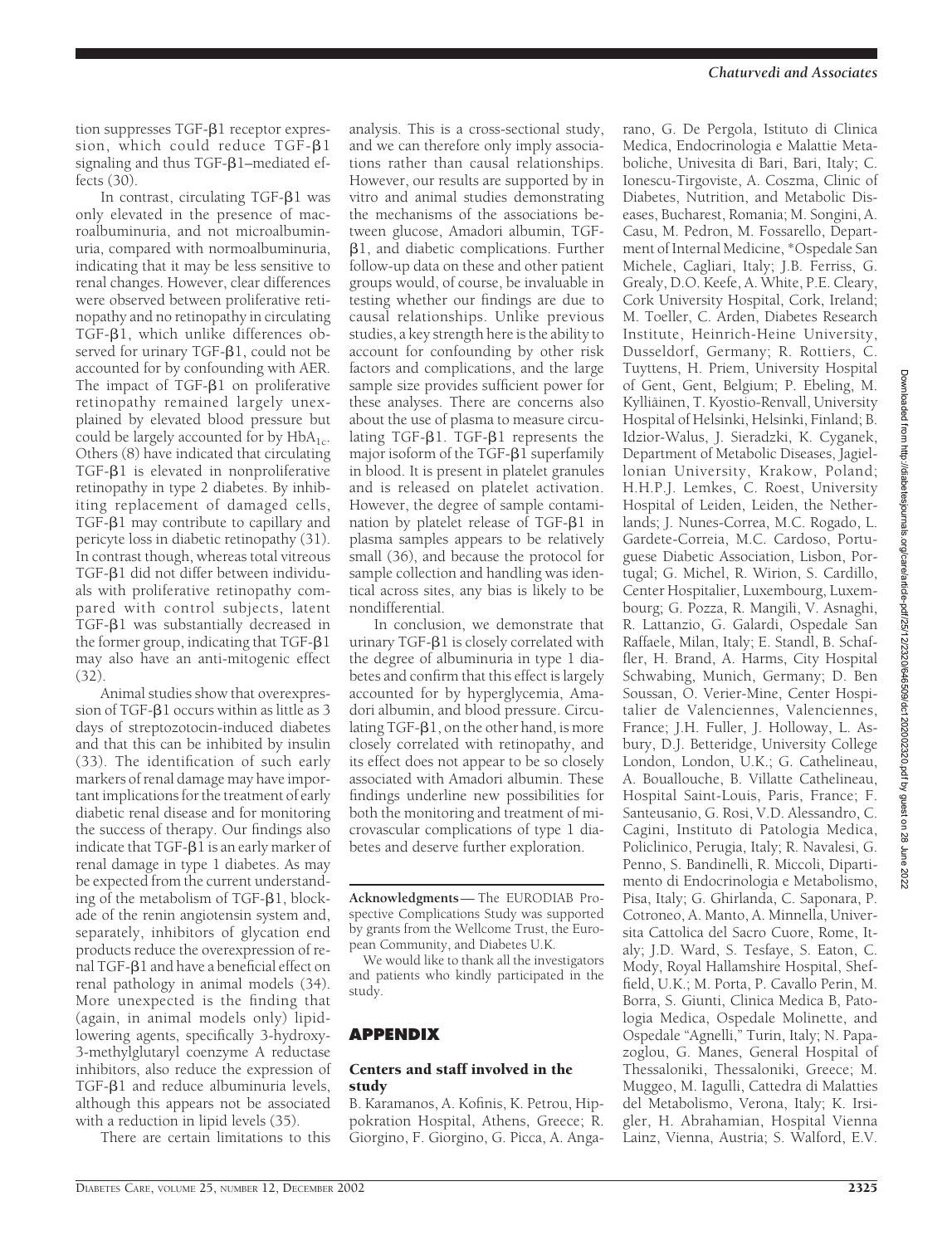tion suppresses TGF-β1 receptor expression, which could reduce TGF-β1 signaling and thus TGF-β1–mediated effects (30).

In contrast, circulating TGF-β1 was only elevated in the presence of macroalbuminuria, and not microalbuminuria, compared with normoalbuminuria, indicating that it may be less sensitive to renal changes. However, clear differences were observed between proliferative retinopathy and no retinopathy in circulating TGF-β1, which unlike differences observed for urinary TGF-β1, could not be accounted for by confounding with AER. The impact of TGF-β1 on proliferative retinopathy remained largely unexplained by elevated blood pressure but could be largely accounted for by $HbA_{1c}$. Others (8) have indicated that circulating TGF-β1 is elevated in nonproliferative retinopathy in type 2 diabetes. By inhibiting replacement of damaged cells, TGF-β1 may contribute to capillary and pericyte loss in diabetic retinopathy (31). In contrast though, whereas total vitreous TGF-β1 did not differ between individuals with proliferative retinopathy compared with control subjects, latent TGF-β1 was substantially decreased in the former group, indicating that TGF-β1 may also have an anti-mitogenic effect (32).

Animal studies show that overexpression of TGF-β1 occurs within as little as 3 days of streptozotocin-induced diabetes and that this can be inhibited by insulin (33). The identification of such early markers of renal damage may have important implications for the treatment of early diabetic renal disease and for monitoring the success of therapy. Our findings also indicate that TGF-β1 is an early marker of renal damage in type 1 diabetes. As may be expected from the current understanding of the metabolism of TGF-β1, blockade of the renin angiotensin system and, separately, inhibitors of glycation end products reduce the overexpression of renal TGF-β1 and have a beneficial effect on renal pathology in animal models (34). More unexpected is the finding that (again, in animal models only) lipid-lowering agents, specifically 3-hydroxy-3-methylglutaryl coenzyme A reductase inhibitors, also reduce the expression of TGF-β1 and reduce albuminuria levels, although this appears not be associated with a reduction in lipid levels (35).

There are certain limitations to this analysis. This is a cross-sectional study, and we can therefore only imply associations rather than causal relationships. However, our results are supported by in vitro and animal studies demonstrating the mechanisms of the associations between glucose, Amadori albumin, TGF-β1, and diabetic complications. Further follow-up data on these and other patient groups would, of course, be invaluable in testing whether our findings are due to causal relationships. Unlike previous studies, a key strength here is the ability to account for confounding by other risk factors and complications, and the large sample size provides sufficient power for these analyses. There are concerns also about the use of plasma to measure circulating TGF-β1. TGF-β1 represents the major isoform of the TGF-β1 superfamily in blood. It is present in platelet granules and is released on platelet activation. However, the degree of sample contamination by platelet release of TGF-β1 in plasma samples appears to be relatively small (36), and because the protocol for sample collection and handling was identical across sites, any bias is likely to be nondifferential.

In conclusion, we demonstrate that urinary TGF-β1 is closely correlated with the degree of albuminuria in type 1 diabetes and confirm that this effect is largely accounted for by hyperglycemia, Amadori albumin, and blood pressure. Circulating TGF-β1, on the other hand, is more closely correlated with retinopathy, and its effect does not appear to be so closely associated with Amadori albumin. These findings underline new possibilities for both the monitoring and treatment of microvascular complications of type 1 diabetes and deserve further exploration.

**Acknowledgments**— The EURODIAB Prospective Complications Study was supported by grants from the Wellcome Trust, the European Community, and Diabetes U.K.

We would like to thank all the investigators and patients who kindly participated in the study.

## APPENDIX

### Centers and staff involved in the study

B. Karamanos, A. Kofinis, K. Petrou, Hippokration Hospital, Athens, Greece; R. Giorgino, F. Giorgino, G. Picca, A. Angarano, G. De Pergola, Istituto di Clinica Medica, Endocrinologia e Malattie Metaboliche, Univesita di Bari, Bari, Italy; C. Ionescu-Tirgoviste, A. Coszma, Clinic of Diabetes, Nutrition, and Metabolic Diseases, Bucharest, Romania; M. Songini, A. Casu, M. Pedron, M. Fossarello, Department of Internal Medicine, *Ospedale San Michele, Cagliari, Italy; J.B. Ferriss, G. Grealy, D.O. Keefe, A. White, P.E. Cleary, Cork University Hospital, Cork, Ireland; M. Toeller, C. Arden, Diabetes Research Institute, Heinrich-Heine University, Dusseldorf, Germany; R. Rottiers, C. Tuyttens, H. Priem, University Hospital of Gent, Gent, Belgium; P. Ebeling, M. Kylliäinen, T. Kyostio-Renvall, University Hospital of Helsinki, Helsinki, Finland; B. Idzior-Walus, J. Sieradzki, K. Cyganek, Department of Metabolic Diseases, Jagiellonian University, Krakow, Poland; H.H.P.J. Lemkes, C. Roest, University Hospital of Leiden, Leiden, the Netherlands; J. Nunes-Correa, M.C. Rogado, L. Gardete-Correia, M.C. Cardoso, Portuguese Diabetic Association, Lisbon, Portugal; G. Michel, R. Wirion, S. Cardillo, Center Hospitalier, Luxembourg, Luxembourg; G. Pozza, R. Mangili, V. Asnaghi, R. Lattanzio, G. Galardi, Ospedale San Raffaele, Milan, Italy; E. Standl, B. Schaffler, H. Brand, A. Harms, City Hospital Schwabing, Munich, Germany; D. Ben Soussan, O. Verier-Mine, Center Hospitalier de Valenciennes, Valenciennes, France; J.H. Fuller, J. Holloway, L. Asbury, D.J. Betteridge, University College London, London, U.K.; G. Cathelineau, A. Bouallouche, B. Villatte Cathelineau, Hospital Saint-Louis, Paris, France; F. Santeusanio, G. Rosi, V.D. Alessandro, C. Cagini, Instituto di Patologia Medica, Policlinico, Perugia, Italy; R. Navalesi, G. Penno, S. Bandinelli, R. Miccoli, Dipartimento di Endocrinologia e Metabolismo, Pisa, Italy; G. Ghirlanda, C. Saponara, P. Cotroneo, A. Manto, A. Minnella, Universita Cattolica del Sacro Cuore, Rome, Italy; J.D. Ward, S. Tesfaye, S. Eaton, C. Mody, Royal Hallamshire Hospital, Sheffield, U.K.; M. Porta, P. Cavallo Perin, M. Borra, S. Giunti, Clinica Medica B, Patologia Medica, Ospedale Molinette, and Ospedale "Agnelli," Turin, Italy; N. Papazoglou, G. Manes, General Hospital of Thessaloniki, Thessaloniki, Greece; M. Muggeo, M. Iagulli, Cattedra di Malatties del Metabolismo, Verona, Italy; K. Irsigler, H. Abrahamian, Hospital Vienna Lainz, Vienna, Austria; S. Walford, E.V.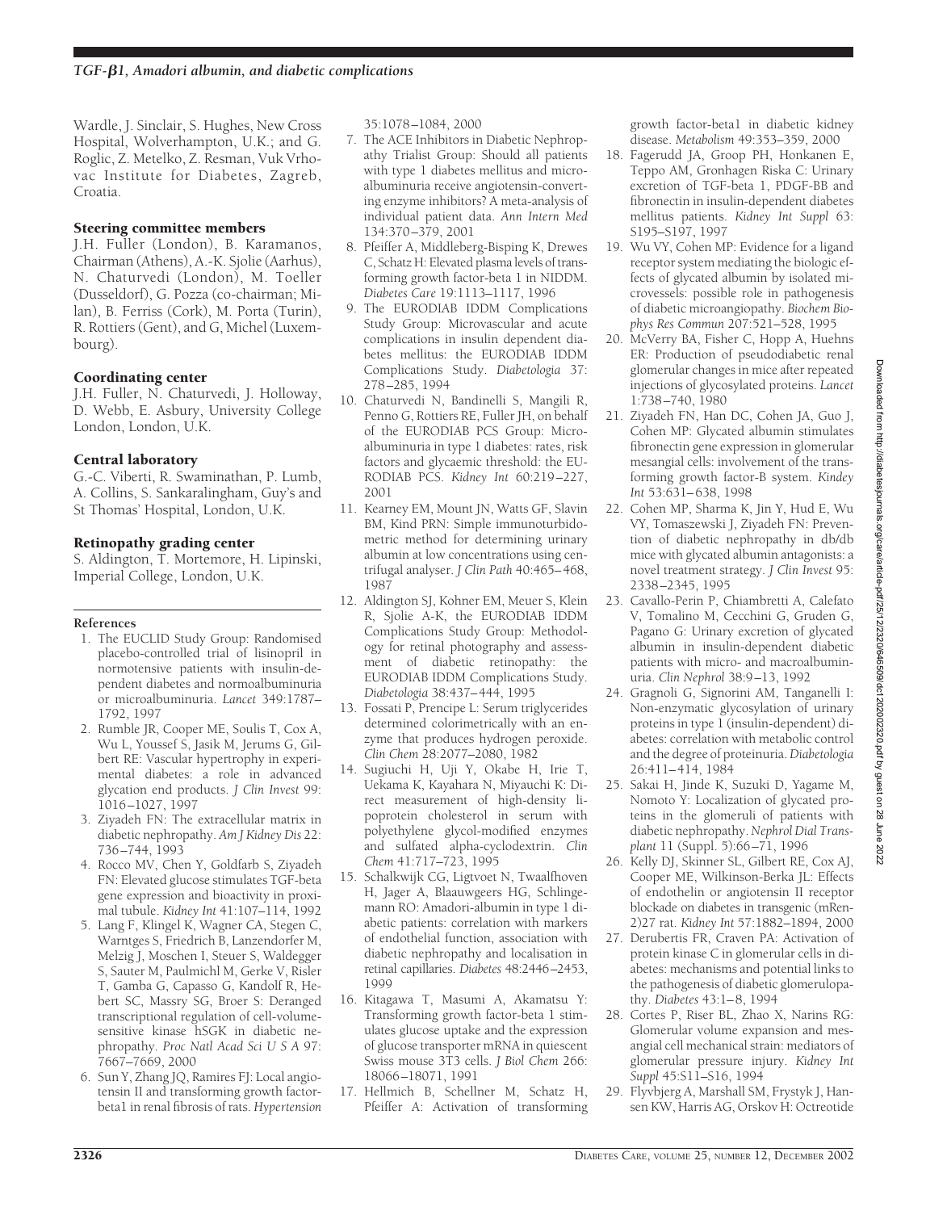Wardle, J. Sinclair, S. Hughes, New Cross Hospital, Wolverhampton, U.K.; and G. Roglic, Z. Metelko, Z. Resman, Vuk Vrhovac Institute for Diabetes, Zagreb, Croatia.

### Steering committee members

J.H. Fuller (London), B. Karamanos, Chairman (Athens), A.-K. Sjolie (Aarhus), N. Chaturvedi (London), M. Toeller (Dusseldorf), G. Pozza (co-chairman; Milan), B. Ferriss (Cork), M. Porta (Turin), R. Rottiers (Gent), and G, Michel (Luxembourg).

### Coordinating center

J.H. Fuller, N. Chaturvedi, J. Holloway, D. Webb, E. Asbury, University College London, London, U.K.

### Central laboratory

G.-C. Viberti, R. Swaminathan, P. Lumb, A. Collins, S. Sankaralingham, Guy's and St Thomas' Hospital, London, U.K.

### Retinopathy grading center

S. Aldington, T. Mortemore, H. Lipinski, Imperial College, London, U.K.

#### References

1. The EUCLID Study Group: Randomised placebo-controlled trial of lisinopril in normotensive patients with insulin-dependent diabetes and normoalbuminuria or microalbuminuria. *Lancet* 349:1787–1792, 1997
2. Rumble JR, Cooper ME, Soulis T, Cox A, Wu L, Youssef S, Jasik M, Jerums G, Gilbert RE: Vascular hypertrophy in experimental diabetes: a role in advanced glycation end products. *J Clin Invest* 99: 1016–1027, 1997
3. Ziyadeh FN: The extracellular matrix in diabetic nephropathy. *Am J Kidney Dis* 22: 736–744, 1993
4. Rocco MV, Chen Y, Goldfarb S, Ziyadeh FN: Elevated glucose stimulates TGF-beta gene expression and bioactivity in proximal tubule. *Kidney Int* 41:107–114, 1992
5. Lang F, Klingel K, Wagner CA, Stegen C, Warntges S, Friedrich B, Lanzendorfer M, Melzig J, Moschen I, Steuer S, Waldegger S, Sauter M, Paulmichl M, Gerke V, Risler T, Gamba G, Capasso G, Kandolf R, Hebert SC, Massry SG, Broer S: Deranged transcriptional regulation of cell-volume-sensitive kinase hSGK in diabetic nephropathy. *Proc Natl Acad Sci U S A* 97: 7667–7669, 2000
6. Sun Y, Zhang JQ, Ramires FJ: Local angiotensin II and transforming growth factor-beta1 in renal fibrosis of rats. *Hypertension* 35:1078–1084, 2000
7. The ACE Inhibitors in Diabetic Nephropathy Trialist Group: Should all patients with type 1 diabetes mellitus and microalbuminuria receive angiotensin-converting enzyme inhibitors? A meta-analysis of individual patient data. *Ann Intern Med* 134:370–379, 2001
8. Pfeiffer A, Middleberg-Bisping K, Drewes C, Schatz H: Elevated plasma levels of transforming growth factor-beta 1 in NIDDM. *Diabetes Care* 19:1113–1117, 1996
9. The EURODIAB IDDM Complications Study Group: Microvascular and acute complications in insulin dependent diabetes mellitus: the EURODIAB IDDM Complications Study. *Diabetologia* 37: 278–285, 1994
10. Chaturvedi N, Bandinelli S, Mangili R, Penno G, Rottiers RE, Fuller JH, on behalf of the EURODIAB PCS Group: Microalbuminuria in type 1 diabetes: rates, risk factors and glycaemic threshold: the EURODIAB PCS. *Kidney Int* 60:219–227, 2001
11. Kearney EM, Mount JN, Watts GF, Slavin BM, Kind PRN: Simple immunoturbidometric method for determining urinary albumin at low concentrations using centrifugal analyser. *J Clin Path* 40:465–468, 1987
12. Aldington SJ, Kohner EM, Meuer S, Klein R, Sjolie A-K, the EURODIAB IDDM Complications Study Group: Methodology for retinal photography and assessment of diabetic retinopathy: the EURODIAB IDDM Complications Study. *Diabetologia* 38:437–444, 1995
13. Fossati P, Prencipe L: Serum triglycerides determined colorimetrically with an enzyme that produces hydrogen peroxide. *Clin Chem* 28:2077–2080, 1982
14. Sugiuchi H, Uji Y, Okabe H, Irie T, Uekama K, Kayahara N, Miyauchi K: Direct measurement of high-density lipoprotein cholesterol in serum with polyethylene glycol-modified enzymes and sulfated alpha-cyclodextrin. *Clin Chem* 41:717–723, 1995
15. Schalkwijk CG, Ligtvoet N, Twaalfhoven H, Jager A, Blaauwgeers HG, Schlingemann RO: Amadori-albumin in type 1 diabetic patients: correlation with markers of endothelial function, association with diabetic nephropathy and localisation in retinal capillaries. *Diabetes* 48:2446–2453, 1999
16. Kitagawa T, Masumi A, Akamatsu Y: Transforming growth factor-beta 1 stimulates glucose uptake and the expression of glucose transporter mRNA in quiescent Swiss mouse 3T3 cells. *J Biol Chem* 266: 18066–18071, 1991
17. Hellmich B, Schellner M, Schatz H, Pfeiffer A: Activation of transforming growth factor-beta1 in diabetic kidney disease. *Metabolism* 49:353–359, 2000
18. Fagerudd JA, Groop PH, Honkanen E, Teppo AM, Gronhagen Riska C: Urinary excretion of TGF-beta 1, PDGF-BB and fibronectin in insulin-dependent diabetes mellitus patients. *Kidney Int Suppl* 63: S195–S197, 1997
19. Wu VY, Cohen MP: Evidence for a ligand receptor system mediating the biologic effects of glycated albumin by isolated microvessels: possible role in pathogenesis of diabetic microangiopathy. *Biochem Biophys Res Commun* 207:521–528, 1995
20. McVerry BA, Fisher C, Hopp A, Huehns ER: Production of pseudodiabetic renal glomerular changes in mice after repeated injections of glycosylated proteins. *Lancet* 1:738–740, 1980
21. Ziyadeh FN, Han DC, Cohen JA, Guo J, Cohen MP: Glycated albumin stimulates fibronectin gene expression in glomerular mesangial cells: involvement of the transforming growth factor-B system. *Kindey Int* 53:631–638, 1998
22. Cohen MP, Sharma K, Jin Y, Hud E, Wu VY, Tomaszewski J, Ziyadeh FN: Prevention of diabetic nephropathy in db/db mice with glycated albumin antagonists: a novel treatment strategy. *J Clin Invest* 95: 2338–2345, 1995
23. Cavallo-Perin P, Chiambretti A, Calefato V, Tomalino M, Cecchini G, Gruden G, Pagano G: Urinary excretion of glycated albumin in insulin-dependent diabetic patients with micro- and macroalbuminuria. *Clin Nephrol* 38:9–13, 1992
24. Gragnoli G, Signorini AM, Tanganelli I: Non-enzymatic glycosylation of urinary proteins in type 1 (insulin-dependent) diabetes: correlation with metabolic control and the degree of proteinuria. *Diabetologia* 26:411–414, 1984
25. Sakai H, Jinde K, Suzuki D, Yagame M, Nomoto Y: Localization of glycated proteins in the glomeruli of patients with diabetic nephropathy. *Nephrol Dial Transplant* 11 (Suppl. 5):66–71, 1996
26. Kelly DJ, Skinner SL, Gilbert RE, Cox AJ, Cooper ME, Wilkinson-Berka JL: Effects of endothelin or angiotensin II receptor blockade on diabetes in transgenic (mRen-2)27 rat. *Kidney Int* 57:1882–1894, 2000
27. Derubertis FR, Craven PA: Activation of protein kinase C in glomerular cells in diabetes: mechanisms and potential links to the pathogenesis of diabetic glomerulopathy. *Diabetes* 43:1–8, 1994
28. Cortes P, Riser BL, Zhao X, Narins RG: Glomerular volume expansion and mesangial cell mechanical strain: mediators of glomerular pressure injury. *Kidney Int Suppl* 45:S11–S16, 1994
29. Flyvbjerg A, Marshall SM, Frystyk J, Hansen KW, Harris AG, Orskov H: Octreotide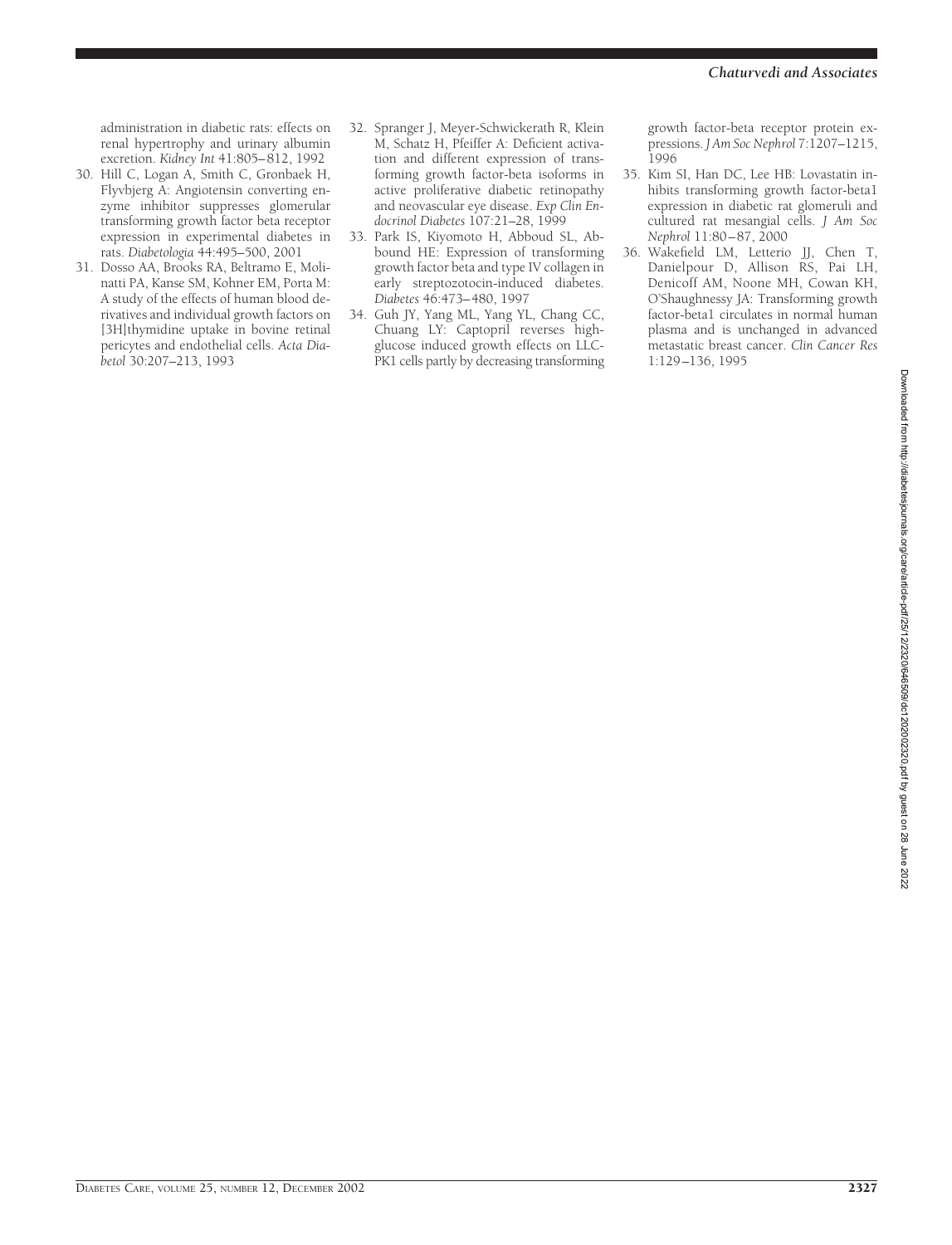administration in diabetic rats: effects on renal hypertrophy and urinary albumin excretion. *Kidney Int* 41:805–812, 1992

30. Hill C, Logan A, Smith C, Gronbaek H, Flyvbjerg A: Angiotensin converting enzyme inhibitor suppresses glomerular transforming growth factor beta receptor expression in experimental diabetes in rats. *Diabetologia* 44:495–500, 2001
31. Dosso AA, Brooks RA, Beltramo E, Molinatti PA, Kanse SM, Kohner EM, Porta M: A study of the effects of human blood derivatives and individual growth factors on [3H]thymidine uptake in bovine retinal pericytes and endothelial cells. *Acta Diabetol* 30:207–213, 1993
32. Spranger J, Meyer-Schwickerath R, Klein M, Schatz H, Pfeiffer A: Deficient activation and different expression of transforming growth factor-beta isoforms in active proliferative diabetic retinopathy and neovascular eye disease. *Exp Clin Endocrinol Diabetes* 107:21–28, 1999
33. Park IS, Kiyomoto H, Abboud SL, Abbound HE: Expression of transforming growth factor beta and type IV collagen in early streptozotocin-induced diabetes. *Diabetes* 46:473–480, 1997
34. Guh JY, Yang ML, Yang YL, Chang CC, Chuang LY: Captopril reverses high-glucose induced growth effects on LLC-PK1 cells partly by decreasing transforming growth factor-beta receptor protein expressions. *J Am Soc Nephrol* 7:1207–1215, 1996
35. Kim SI, Han DC, Lee HB: Lovastatin inhibits transforming growth factor-beta1 expression in diabetic rat glomeruli and cultured rat mesangial cells. *J Am Soc Nephrol* 11:80–87, 2000
36. Wakefield LM, Letterio JJ, Chen T, Danielpour D, Allison RS, Pai LH, Denicoff AM, Noone MH, Cowan KH, O'Shaughnessy JA: Transforming growth factor-beta1 circulates in normal human plasma and is unchanged in advanced metastatic breast cancer. *Clin Cancer Res* 1:129–136, 1995